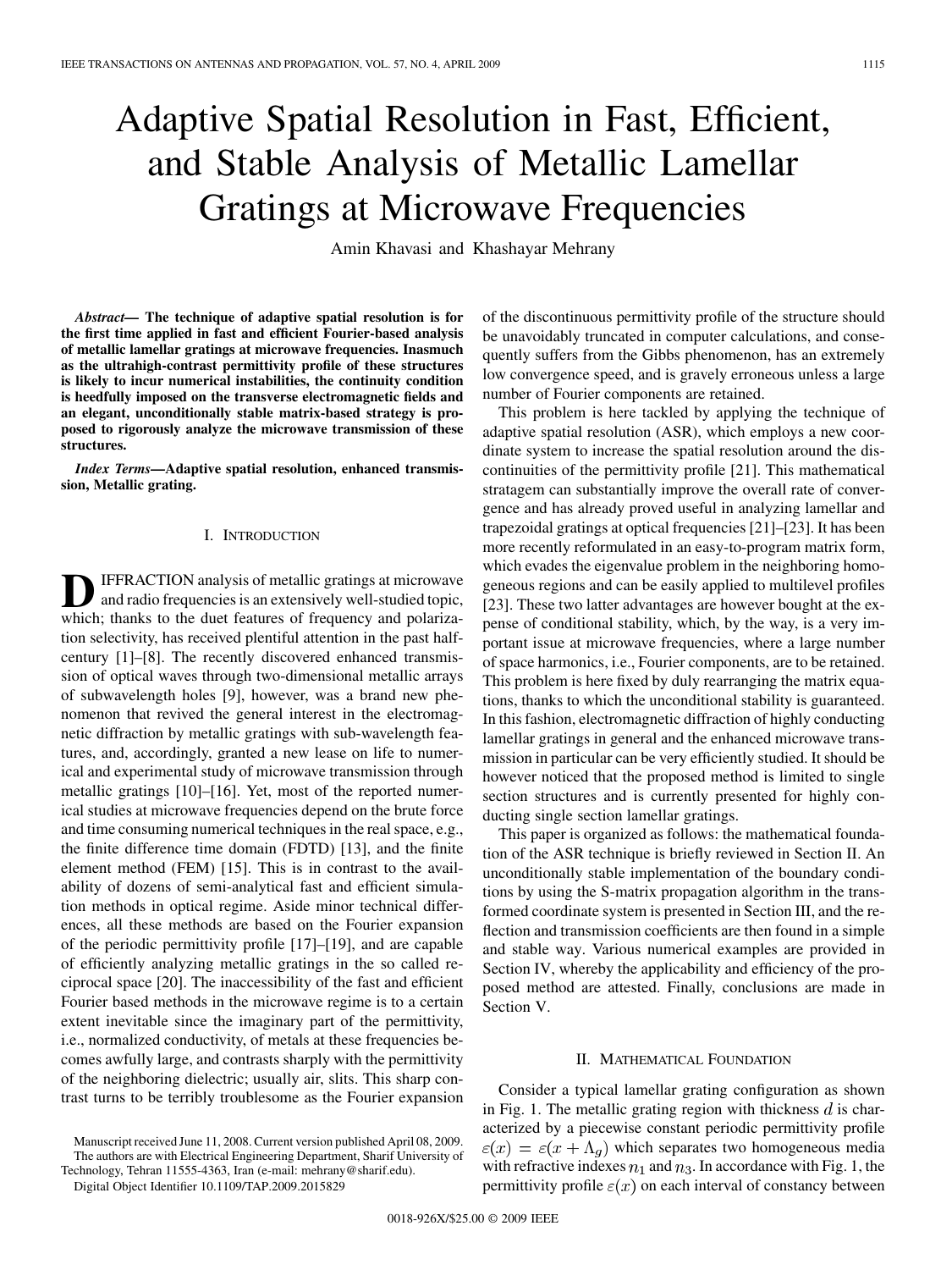# Adaptive Spatial Resolution in Fast, Efficient, and Stable Analysis of Metallic Lamellar Gratings at Microwave Frequencies

Amin Khavasi and Khashayar Mehrany

***Abstract*— The technique of adaptive spatial resolution is for the first time applied in fast and efficient Fourier-based analysis of metallic lamellar gratings at microwave frequencies. Inasmuch as the ultrahigh-contrast permittivity profile of these structures is likely to incur numerical instabilities, the continuity condition is heedfully imposed on the transverse electromagnetic fields and an elegant, unconditionally stable matrix-based strategy is proposed to rigorously analyze the microwave transmission of these structures.**

***Index Terms*—Adaptive spatial resolution, enhanced transmission, Metallic grating.**

## I. Introduction

DIFFRACTION analysis of metallic gratings at microwave and radio frequencies is an extensively well-studied topic, which; thanks to the duet features of frequency and polarization selectivity, has received plentiful attention in the past half-century [1]–[8]. The recently discovered enhanced transmission of optical waves through two-dimensional metallic arrays of subwavelength holes [9], however, was a brand new phenomenon that revived the general interest in the electromagnetic diffraction by metallic gratings with sub-wavelength features, and, accordingly, granted a new lease on life to numerical and experimental study of microwave transmission through metallic gratings [10]–[16]. Yet, most of the reported numerical studies at microwave frequencies depend on the brute force and time consuming numerical techniques in the real space, e.g., the finite difference time domain (FDTD) [13], and the finite element method (FEM) [15]. This is in contrast to the availability of dozens of semi-analytical fast and efficient simulation methods in optical regime. Aside minor technical differences, all these methods are based on the Fourier expansion of the periodic permittivity profile [17]–[19], and are capable of efficiently analyzing metallic gratings in the so called reciprocal space [20]. The inaccessibility of the fast and efficient Fourier based methods in the microwave regime is to a certain extent inevitable since the imaginary part of the permittivity, i.e., normalized conductivity, of metals at these frequencies becomes awfully large, and contrasts sharply with the permittivity of the neighboring dielectric; usually air, slits. This sharp contrast turns to be terribly troublesome as the Fourier expansion of the discontinuous permittivity profile of the structure should be unavoidably truncated in computer calculations, and consequently suffers from the Gibbs phenomenon, has an extremely low convergence speed, and is gravely erroneous unless a large number of Fourier components are retained.

This problem is here tackled by applying the technique of adaptive spatial resolution (ASR), which employs a new coordinate system to increase the spatial resolution around the discontinuities of the permittivity profile [21]. This mathematical stratagem can substantially improve the overall rate of convergence and has already proved useful in analyzing lamellar and trapezoidal gratings at optical frequencies [21]–[23]. It has been more recently reformulated in an easy-to-program matrix form, which evades the eigenvalue problem in the neighboring homogeneous regions and can be easily applied to multilevel profiles [23]. These two latter advantages are however bought at the expense of conditional stability, which, by the way, is a very important issue at microwave frequencies, where a large number of space harmonics, i.e., Fourier components, are to be retained. This problem is here fixed by duly rearranging the matrix equations, thanks to which the unconditional stability is guaranteed. In this fashion, electromagnetic diffraction of highly conducting lamellar gratings in general and the enhanced microwave transmission in particular can be very efficiently studied. It should be however noticed that the proposed method is limited to single section structures and is currently presented for highly conducting single section lamellar gratings.

This paper is organized as follows: the mathematical foundation of the ASR technique is briefly reviewed in Section II. An unconditionally stable implementation of the boundary conditions by using the S-matrix propagation algorithm in the transformed coordinate system is presented in Section III, and the reflection and transmission coefficients are then found in a simple and stable way. Various numerical examples are provided in Section IV, whereby the applicability and efficiency of the proposed method are attested. Finally, conclusions are made in Section V.

## II. Mathematical Foundation

Consider a typical lamellar grating configuration as shown in Fig. 1. The metallic grating region with thickness $d$ is characterized by a piecewise constant periodic permittivity profile $\varepsilon(x) = \varepsilon(x + \Lambda_g)$ which separates two homogeneous media with refractive indexes $n_1$ and $n_3$. In accordance with Fig. 1, the permittivity profile $\varepsilon(x)$ on each interval of constancy between

Manuscript received June 11, 2008. Current version published April 08, 2009.

The authors are with Electrical Engineering Department, Sharif University of Technology, Tehran 11555-4363, Iran (e-mail: mehrany@sharif.edu).

Digital Object Identifier 10.1109/TAP.2009.2015829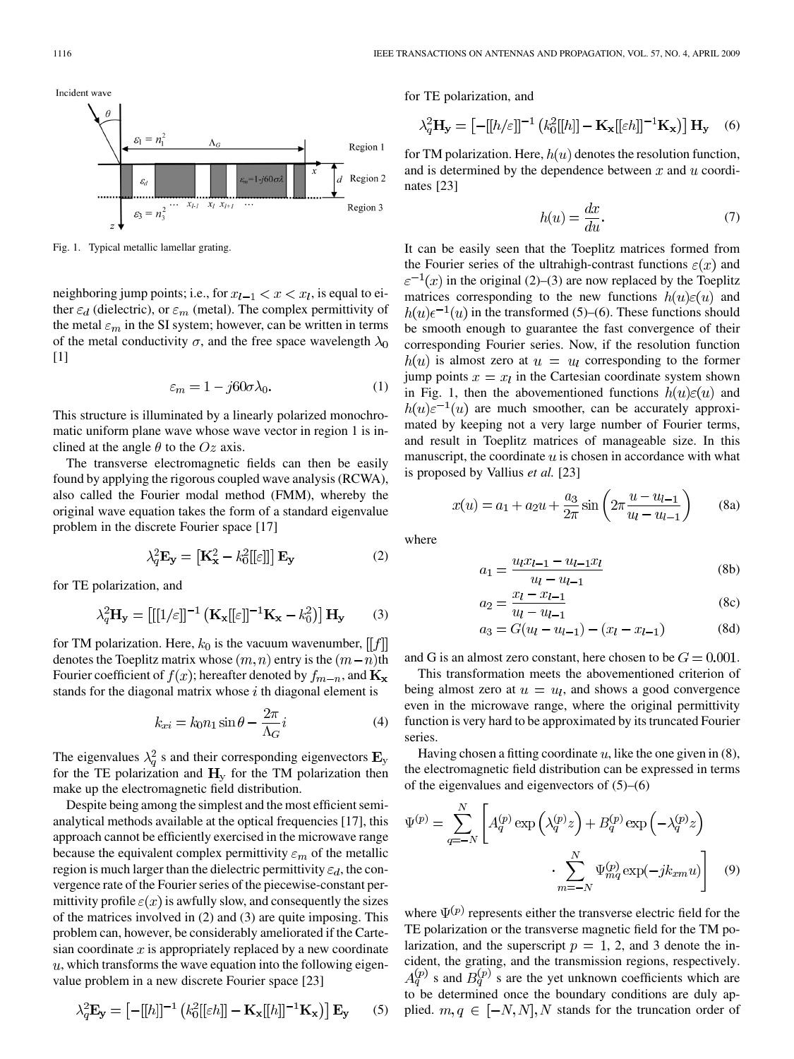Fig. 1. Typical metallic lamellar grating.

neighboring jump points; i.e., for $x_{l-1} < x < x_l$, is equal to either $\varepsilon_d$ (dielectric), or $\varepsilon_m$ (metal). The complex permittivity of the metal $\varepsilon_m$ in the SI system; however, can be written in terms of the metal conductivity $\sigma$, and the free space wavelength $\lambda_0$ [1]

$$\varepsilon_m = 1 - j60\sigma\lambda_0. \tag{1}$$

This structure is illuminated by a linearly polarized monochromatic uniform plane wave whose wave vector in region 1 is inclined at the angle $\theta$ to the $Oz$ axis.

The transverse electromagnetic fields can then be easily found by applying the rigorous coupled wave analysis (RCWA), also called the Fourier modal method (FMM), whereby the original wave equation takes the form of a standard eigenvalue problem in the discrete Fourier space [17]

$$\lambda_q^2 \mathbf{E_y} = \left[\mathbf{K_x}^2 - k_0^2[[\varepsilon]]\right] \mathbf{E_y} \tag{2}$$

for TE polarization, and

$$\lambda_q^2 \mathbf{H_y} = \left[[[1/\varepsilon]]^{-1}\left(\mathbf{K_x}[[\varepsilon]]^{-1}\mathbf{K_x} - k_0^2\right)\right] \mathbf{H_y} \tag{3}$$

for TM polarization. Here, $k_0$ is the vacuum wavenumber, $[[f]]$ denotes the Toeplitz matrix whose $(m,n)$ entry is the $(m-n)$th Fourier coefficient of $f(x)$; hereafter denoted by $f_{m-n}$, and $\mathbf{K_x}$ stands for the diagonal matrix whose $i$ th diagonal element is

$$k_{xi} = k_0 n_1 \sin\theta - \frac{2\pi}{\Lambda_G} i \tag{4}$$

The eigenvalues $\lambda_q^2$ s and their corresponding eigenvectors $\mathbf{E}_y$ for the TE polarization and $\mathbf{H}_y$ for the TM polarization then make up the electromagnetic field distribution.

Despite being among the simplest and the most efficient semi-analytical methods available at the optical frequencies [17], this approach cannot be efficiently exercised in the microwave range because the equivalent complex permittivity $\varepsilon_m$ of the metallic region is much larger than the dielectric permittivity $\varepsilon_d$, the convergence rate of the Fourier series of the piecewise-constant permittivity profile $\varepsilon(x)$ is awfully slow, and consequently the sizes of the matrices involved in (2) and (3) are quite imposing. This problem can, however, be considerably ameliorated if the Cartesian coordinate $x$ is appropriately replaced by a new coordinate $u$, which transforms the wave equation into the following eigenvalue problem in a new discrete Fourier space [23]

$$\lambda_q^2 \mathbf{E_y} = \left[-[[h]]^{-1}\left(k_0^2[[\varepsilon h]] - \mathbf{K_x}[[h]]^{-1}\mathbf{K_x}\right)\right] \mathbf{E_y} \tag{5}$$

for TE polarization, and

$$\lambda_q^2 \mathbf{H_y} = \left[-[[h/\varepsilon]]^{-1}\left(k_0^2[[h]] - \mathbf{K_x}[[\varepsilon h]]^{-1}\mathbf{K_x}\right)\right] \mathbf{H_y} \tag{6}$$

for TM polarization. Here, $h(u)$ denotes the resolution function, and is determined by the dependence between $x$ and $u$ coordinates [23]

$$h(u) = \frac{dx}{du}. \tag{7}$$

It can be easily seen that the Toeplitz matrices formed from the Fourier series of the ultrahigh-contrast functions $\varepsilon(x)$ and $\varepsilon^{-1}(x)$ in the original (2)–(3) are now replaced by the Toeplitz matrices corresponding to the new functions $h(u)\varepsilon(u)$ and $h(u)\epsilon^{-1}(u)$ in the transformed (5)–(6). These functions should be smooth enough to guarantee the fast convergence of their corresponding Fourier series. Now, if the resolution function $h(u)$ is almost zero at $u = u_l$ corresponding to the former jump points $x = x_l$ in the Cartesian coordinate system shown in Fig. 1, then the abovementioned functions $h(u)\varepsilon(u)$ and $h(u)\varepsilon^{-1}(u)$ are much smoother, can be accurately approximated by keeping not a very large number of Fourier terms, and result in Toeplitz matrices of manageable size. In this manuscript, the coordinate $u$ is chosen in accordance with what is proposed by Vallius *et al.* [23]

$$x(u) = a_1 + a_2 u + \frac{a_3}{2\pi}\sin\left(2\pi\frac{u - u_{l-1}}{u_l - u_{l-1}}\right) \tag{8a}$$

where

$$a_1 = \frac{u_l x_{l-1} - u_{l-1} x_l}{u_l - u_{l-1}} \tag{8b}$$

$$a_2 = \frac{x_l - x_{l-1}}{u_l - u_{l-1}} \tag{8c}$$

$$a_3 = G(u_l - u_{l-1}) - (x_l - x_{l-1}) \tag{8d}$$

and G is an almost zero constant, here chosen to be $G = 0.001$.

This transformation meets the abovementioned criterion of being almost zero at $u = u_l$, and shows a good convergence even in the microwave range, where the original permittivity function is very hard to be approximated by its truncated Fourier series.

Having chosen a fitting coordinate $u$, like the one given in (8), the electromagnetic field distribution can be expressed in terms of the eigenvalues and eigenvectors of (5)–(6)

$$\Psi^{(p)} = \sum_{q=-N}^{N}\left[A_q^{(p)}\exp\left(\lambda_q^{(p)} z\right) + B_q^{(p)}\exp\left(-\lambda_q^{(p)} z\right) \cdot \sum_{m=-N}^{N}\Psi_{mq}^{(p)}\exp(-jk_{xm}u)\right] \tag{9}$$

where $\Psi^{(p)}$ represents either the transverse electric field for the TE polarization or the transverse magnetic field for the TM polarization, and the superscript $p = 1$, 2, and 3 denote the incident, the grating, and the transmission regions, respectively. $A_q^{(p)}$ s and $B_q^{(p)}$ s are the yet unknown coefficients which are to be determined once the boundary conditions are duly applied. $m, q \in [-N, N]$, $N$ stands for the truncation order of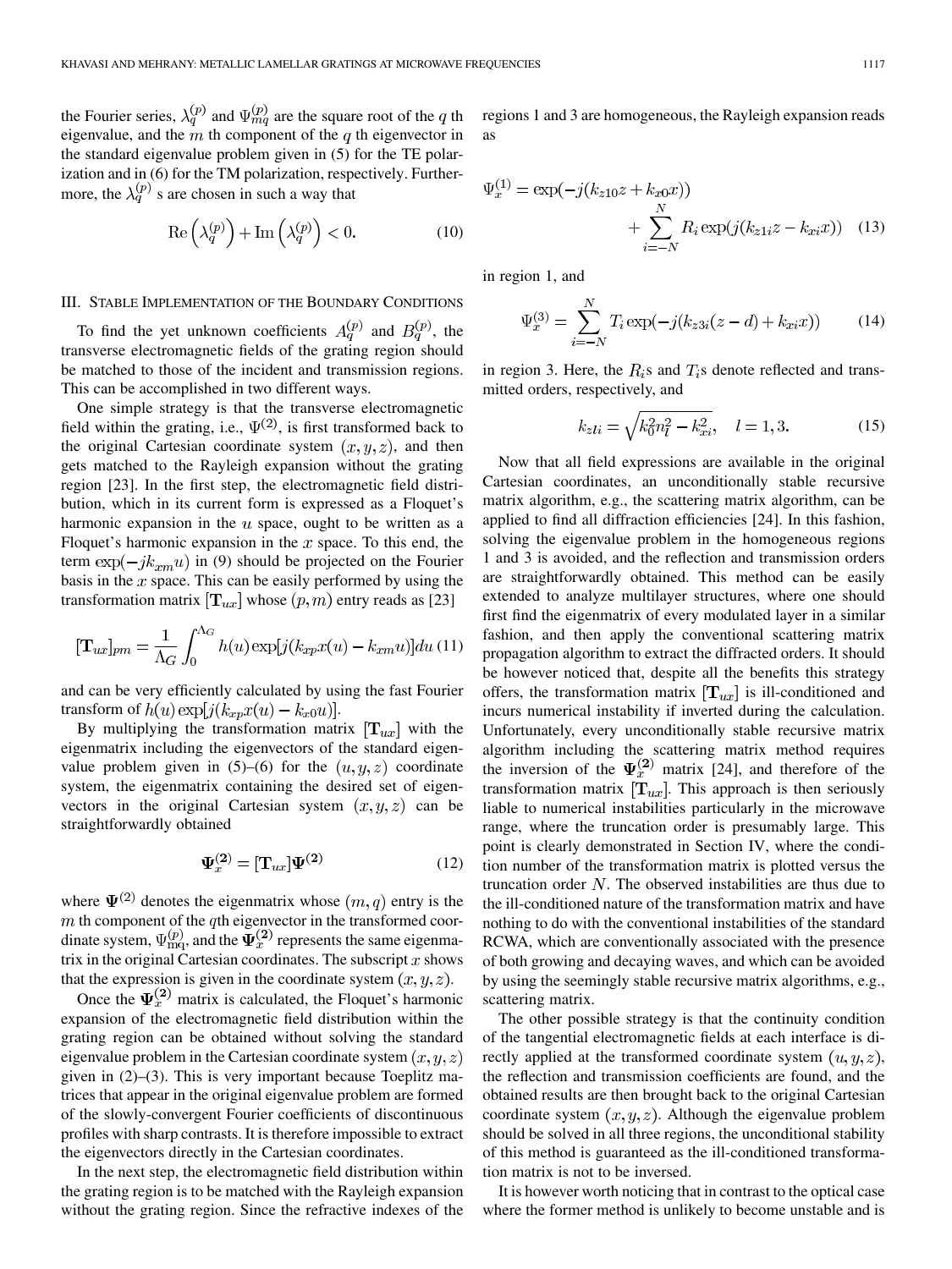the Fourier series, $\lambda_q^{(p)}$ and $\Psi_{mq}^{(p)}$ are the square root of the $q$ th eigenvalue, and the $m$ th component of the $q$ th eigenvector in the standard eigenvalue problem given in (5) for the TE polarization and in (6) for the TM polarization, respectively. Furthermore, the $\lambda_q^{(p)}$ s are chosen in such a way that

$$\operatorname{Re}\left(\lambda_q^{(p)}\right) + \operatorname{Im}\left(\lambda_q^{(p)}\right) < 0. \tag{10}$$

## III. Stable Implementation of the Boundary Conditions

To find the yet unknown coefficients $A_q^{(p)}$ and $B_q^{(p)}$, the transverse electromagnetic fields of the grating region should be matched to those of the incident and transmission regions. This can be accomplished in two different ways.

One simple strategy is that the transverse electromagnetic field within the grating, i.e., $\Psi^{(2)}$, is first transformed back to the original Cartesian coordinate system $(x, y, z)$, and then gets matched to the Rayleigh expansion without the grating region [23]. In the first step, the electromagnetic field distribution, which in its current form is expressed as a Floquet's harmonic expansion in the $u$ space, ought to be written as a Floquet's harmonic expansion in the $x$ space. To this end, the term $\exp(-jk_{xm}u)$ in (9) should be projected on the Fourier basis in the $x$ space. This can be easily performed by using the transformation matrix $[\mathbf{T}_{ux}]$ whose $(p, m)$ entry reads as [23]

$$[\mathbf{T}_{ux}]_{pm} = \frac{1}{\Lambda_G}\int_0^{\Lambda_G} h(u)\exp[j(k_{xp}x(u) - k_{xm}u)]du \tag{11}$$

and can be very efficiently calculated by using the fast Fourier transform of $h(u)\exp[j(k_{xp}x(u) - k_{x0}u)]$.

By multiplying the transformation matrix $[\mathbf{T}_{ux}]$ with the eigenmatrix including the eigenvectors of the standard eigenvalue problem given in (5)–(6) for the $(u, y, z)$ coordinate system, the eigenmatrix containing the desired set of eigenvectors in the original Cartesian system $(x, y, z)$ can be straightforwardly obtained

$$\mathbf{\Psi}_x^{(2)} = [\mathbf{T}_{ux}]\mathbf{\Psi}^{(2)} \tag{12}$$

where $\mathbf{\Psi}^{(2)}$ denotes the eigenmatrix whose $(m, q)$ entry is the $m$ th component of the $q$th eigenvector in the transformed coordinate system, $\Psi_{mq}^{(p)}$, and the $\mathbf{\Psi}_x^{(2)}$ represents the same eigenmatrix in the original Cartesian coordinates. The subscript $x$ shows that the expression is given in the coordinate system $(x, y, z)$.

Once the $\mathbf{\Psi}_x^{(2)}$ matrix is calculated, the Floquet's harmonic expansion of the electromagnetic field distribution within the grating region can be obtained without solving the standard eigenvalue problem in the Cartesian coordinate system $(x, y, z)$ given in (2)–(3). This is very important because Toeplitz matrices that appear in the original eigenvalue problem are formed of the slowly-convergent Fourier coefficients of discontinuous profiles with sharp contrasts. It is therefore impossible to extract the eigenvectors directly in the Cartesian coordinates.

In the next step, the electromagnetic field distribution within the grating region is to be matched with the Rayleigh expansion without the grating region. Since the refractive indexes of the regions 1 and 3 are homogeneous, the Rayleigh expansion reads as

$$\Psi_x^{(1)} = \exp(-j(k_{z10}z + k_{x0}x)) + \sum_{i=-N}^{N} R_i \exp(j(k_{z1i}z - k_{xi}x)) \tag{13}$$

in region 1, and

$$\Psi_x^{(3)} = \sum_{i=-N}^{N} T_i \exp(-j(k_{z3i}(z - d) + k_{xi}x)) \tag{14}$$

in region 3. Here, the $R_i$s and $T_i$s denote reflected and transmitted orders, respectively, and

$$k_{zli} = \sqrt{k_0^2 n_l^2 - k_{xi}^2}, \quad l = 1, 3. \tag{15}$$

Now that all field expressions are available in the original Cartesian coordinates, an unconditionally stable recursive matrix algorithm, e.g., the scattering matrix algorithm, can be applied to find all diffraction efficiencies [24]. In this fashion, solving the eigenvalue problem in the homogeneous regions 1 and 3 is avoided, and the reflection and transmission orders are straightforwardly obtained. This method can be easily extended to analyze multilayer structures, where one should first find the eigenmatrix of every modulated layer in a similar fashion, and then apply the conventional scattering matrix propagation algorithm to extract the diffracted orders. It should be however noticed that, despite all the benefits this strategy offers, the transformation matrix $[\mathbf{T}_{ux}]$ is ill-conditioned and incurs numerical instability if inverted during the calculation. Unfortunately, every unconditionally stable recursive matrix algorithm including the scattering matrix method requires the inversion of the $\mathbf{\Psi}_x^{(2)}$ matrix [24], and therefore of the transformation matrix $[\mathbf{T}_{ux}]$. This approach is then seriously liable to numerical instabilities particularly in the microwave range, where the truncation order is presumably large. This point is clearly demonstrated in Section IV, where the condition number of the transformation matrix is plotted versus the truncation order $N$. The observed instabilities are thus due to the ill-conditioned nature of the transformation matrix and have nothing to do with the conventional instabilities of the standard RCWA, which are conventionally associated with the presence of both growing and decaying waves, and which can be avoided by using the seemingly stable recursive matrix algorithms, e.g., scattering matrix.

The other possible strategy is that the continuity condition of the tangential electromagnetic fields at each interface is directly applied at the transformed coordinate system $(u, y, z)$, the reflection and transmission coefficients are found, and the obtained results are then brought back to the original Cartesian coordinate system $(x, y, z)$. Although the eigenvalue problem should be solved in all three regions, the unconditional stability of this method is guaranteed as the ill-conditioned transformation matrix is not to be inversed.

It is however worth noticing that in contrast to the optical case where the former method is unlikely to become unstable and is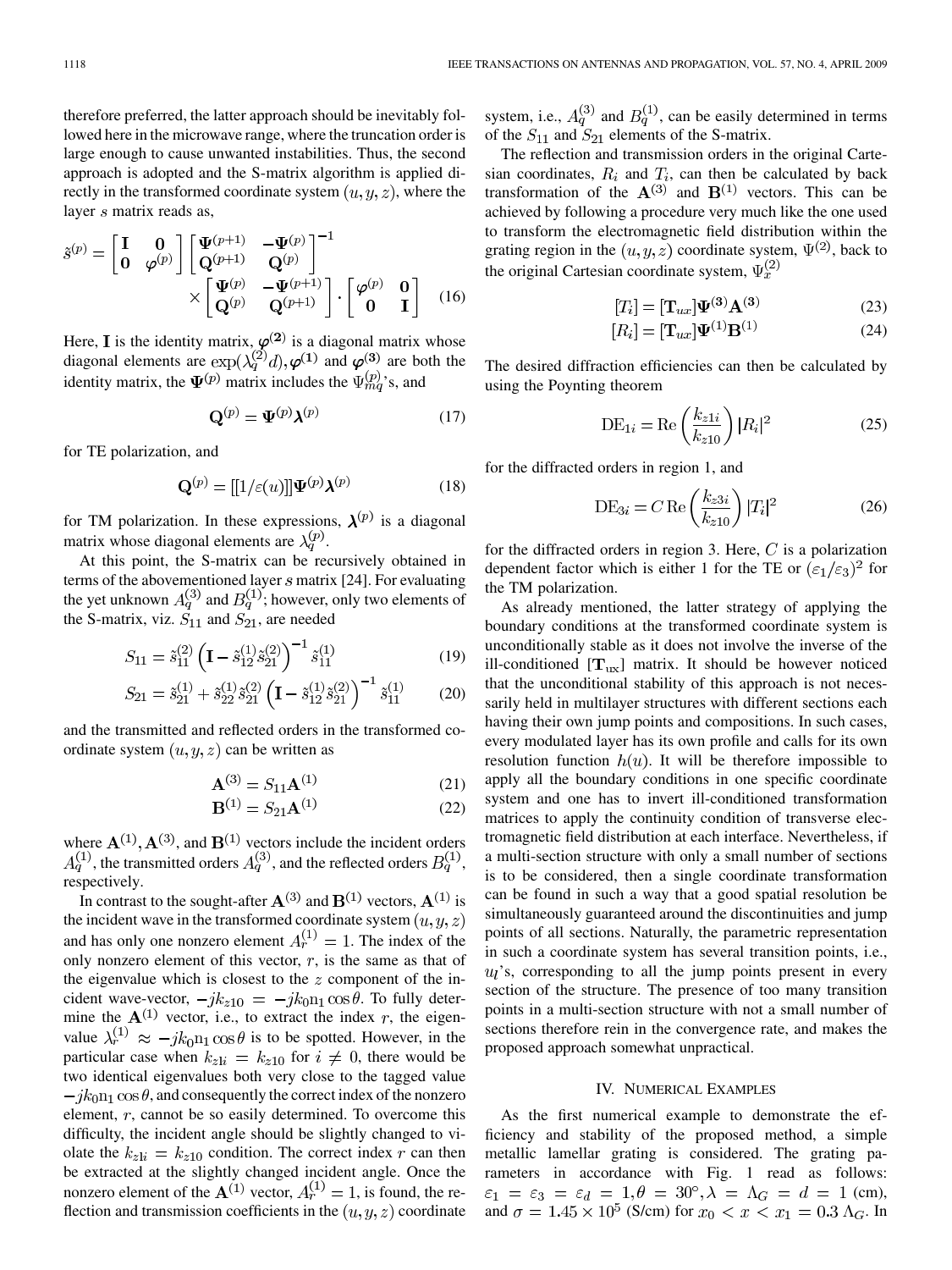therefore preferred, the latter approach should be inevitably followed here in the microwave range, where the truncation order is large enough to cause unwanted instabilities. Thus, the second approach is adopted and the S-matrix algorithm is applied directly in the transformed coordinate system $(u, y, z)$, where the layer $s$ matrix reads as,

$$\tilde{s}^{(p)} = \begin{bmatrix} \mathbf{I} & \mathbf{0} \\ \mathbf{0} & \boldsymbol{\varphi}^{(p)} \end{bmatrix} \begin{bmatrix} \boldsymbol{\Psi}^{(p+1)} & -\boldsymbol{\Psi}^{(p)} \\ \mathbf{Q}^{(p+1)} & \mathbf{Q}^{(p)} \end{bmatrix}^{-1} \times \begin{bmatrix} \boldsymbol{\Psi}^{(p)} & -\boldsymbol{\Psi}^{(p+1)} \\ \mathbf{Q}^{(p)} & \mathbf{Q}^{(p+1)} \end{bmatrix} \cdot \begin{bmatrix} \boldsymbol{\varphi}^{(p)} & \mathbf{0} \\ \mathbf{0} & \mathbf{I} \end{bmatrix} \quad (16)$$

Here, $\mathbf{I}$ is the identity matrix, $\boldsymbol{\varphi}^{(2)}$ is a diagonal matrix whose diagonal elements are $\exp(\lambda_q^{(2)} d), \boldsymbol{\varphi}^{(1)}$ and $\boldsymbol{\varphi}^{(3)}$ are both the identity matrix, the $\boldsymbol{\Psi}^{(p)}$ matrix includes the $\Psi_{mq}^{(p)}$'s, and

$$\mathbf{Q}^{(p)} = \boldsymbol{\Psi}^{(p)} \boldsymbol{\lambda}^{(p)} \quad (17)$$

for TE polarization, and

$$\mathbf{Q}^{(p)} = [[1/\varepsilon(u)]] \boldsymbol{\Psi}^{(p)} \boldsymbol{\lambda}^{(p)} \quad (18)$$

for TM polarization. In these expressions, $\boldsymbol{\lambda}^{(p)}$ is a diagonal matrix whose diagonal elements are $\lambda_q^{(p)}$.

At this point, the S-matrix can be recursively obtained in terms of the abovementioned layer $s$ matrix [24]. For evaluating the yet unknown $A_q^{(3)}$ and $B_q^{(1)}$; however, only two elements of the S-matrix, viz. $S_{11}$ and $S_{21}$, are needed

$$S_{11} = \tilde{s}_{11}^{(2)} \left( \mathbf{I} - \tilde{s}_{12}^{(1)} \tilde{s}_{21}^{(2)} \right)^{-1} \tilde{s}_{11}^{(1)} \quad (19)$$

$$S_{21} = \tilde{s}_{21}^{(1)} + \tilde{s}_{22}^{(1)} \tilde{s}_{21}^{(2)} \left( \mathbf{I} - \tilde{s}_{12}^{(1)} \tilde{s}_{21}^{(2)} \right)^{-1} \tilde{s}_{11}^{(1)} \quad (20)$$

and the transmitted and reflected orders in the transformed coordinate system $(u, y, z)$ can be written as

$$\mathbf{A}^{(3)} = S_{11} \mathbf{A}^{(1)} \quad (21)$$

$$\mathbf{B}^{(1)} = S_{21} \mathbf{A}^{(1)} \quad (22)$$

where $\mathbf{A}^{(1)}, \mathbf{A}^{(3)}$, and $\mathbf{B}^{(1)}$ vectors include the incident orders $A_q^{(1)}$, the transmitted orders $A_q^{(3)}$, and the reflected orders $B_q^{(1)}$, respectively.

In contrast to the sought-after $\mathbf{A}^{(3)}$ and $\mathbf{B}^{(1)}$ vectors, $\mathbf{A}^{(1)}$ is the incident wave in the transformed coordinate system $(u, y, z)$ and has only one nonzero element $A_r^{(1)} = 1$. The index of the only nonzero element of this vector, $r$, is the same as that of the eigenvalue which is closest to the $z$ component of the incident wave-vector, $-jk_{z10} = -jk_0 \mathrm{n}_1 \cos\theta$. To fully determine the $\mathbf{A}^{(1)}$ vector, i.e., to extract the index $r$, the eigenvalue $\lambda_r^{(1)} \approx -jk_0 \mathrm{n}_1 \cos\theta$ is to be spotted. However, in the particular case when $k_{z1i} = k_{z10}$ for $i \neq 0$, there would be two identical eigenvalues both very close to the tagged value $-jk_0 \mathrm{n}_1 \cos\theta$, and consequently the correct index of the nonzero element, $r$, cannot be so easily determined. To overcome this difficulty, the incident angle should be slightly changed to violate the $k_{z1i} = k_{z10}$ condition. The correct index $r$ can then be extracted at the slightly changed incident angle. Once the nonzero element of the $\mathbf{A}^{(1)}$ vector, $A_r^{(1)} = 1$, is found, the reflection and transmission coefficients in the $(u, y, z)$ coordinate system, i.e., $A_q^{(3)}$ and $B_q^{(1)}$, can be easily determined in terms of the $S_{11}$ and $S_{21}$ elements of the S-matrix.

The reflection and transmission orders in the original Cartesian coordinates, $R_i$ and $T_i$, can then be calculated by back transformation of the $\mathbf{A}^{(3)}$ and $\mathbf{B}^{(1)}$ vectors. This can be achieved by following a procedure very much like the one used to transform the electromagnetic field distribution within the grating region in the $(u, y, z)$ coordinate system, $\Psi^{(2)}$, back to the original Cartesian coordinate system, $\Psi_x^{(2)}$

$$[T_i] = [\mathbf{T}_{ux}] \boldsymbol{\Psi}^{(3)} \mathbf{A}^{(3)} \quad (23)$$

$$[R_i] = [\mathbf{T}_{ux}] \boldsymbol{\Psi}^{(1)} \mathbf{B}^{(1)} \quad (24)$$

The desired diffraction efficiencies can then be calculated by using the Poynting theorem

$$\mathrm{DE}_{1i} = \mathrm{Re}\left( \frac{k_{z1i}}{k_{z10}} \right) |R_i|^2 \quad (25)$$

for the diffracted orders in region 1, and

$$\mathrm{DE}_{3i} = C \, \mathrm{Re}\left( \frac{k_{z3i}}{k_{z10}} \right) |T_i|^2 \quad (26)$$

for the diffracted orders in region 3. Here, $C$ is a polarization dependent factor which is either 1 for the TE or $(\varepsilon_1/\varepsilon_3)^2$ for the TM polarization.

As already mentioned, the latter strategy of applying the boundary conditions at the transformed coordinate system is unconditionally stable as it does not involve the inverse of the ill-conditioned $[\mathbf{T}_{ux}]$ matrix. It should be however noticed that the unconditional stability of this approach is not necessarily held in multilayer structures with different sections each having their own jump points and compositions. In such cases, every modulated layer has its own profile and calls for its own resolution function $h(u)$. It will be therefore impossible to apply all the boundary conditions in one specific coordinate system and one has to invert ill-conditioned transformation matrices to apply the continuity condition of transverse electromagnetic field distribution at each interface. Nevertheless, if a multi-section structure with only a small number of sections is to be considered, then a single coordinate transformation can be found in such a way that a good spatial resolution be simultaneously guaranteed around the discontinuities and jump points of all sections. Naturally, the parametric representation in such a coordinate system has several transition points, i.e., $u_l$'s, corresponding to all the jump points present in every section of the structure. The presence of too many transition points in a multi-section structure with not a small number of sections therefore rein in the convergence rate, and makes the proposed approach somewhat unpractical.

## IV. Numerical Examples

As the first numerical example to demonstrate the efficiency and stability of the proposed method, a simple metallic lamellar grating is considered. The grating parameters in accordance with Fig. 1 read as follows: $\varepsilon_1 = \varepsilon_3 = \varepsilon_d = 1, \theta = 30^\circ, \lambda = \Lambda_G = d = 1$ (cm), and $\sigma = 1.45 \times 10^5$ (S/cm) for $x_0 < x < x_1 = 0.3\,\Lambda_G$. In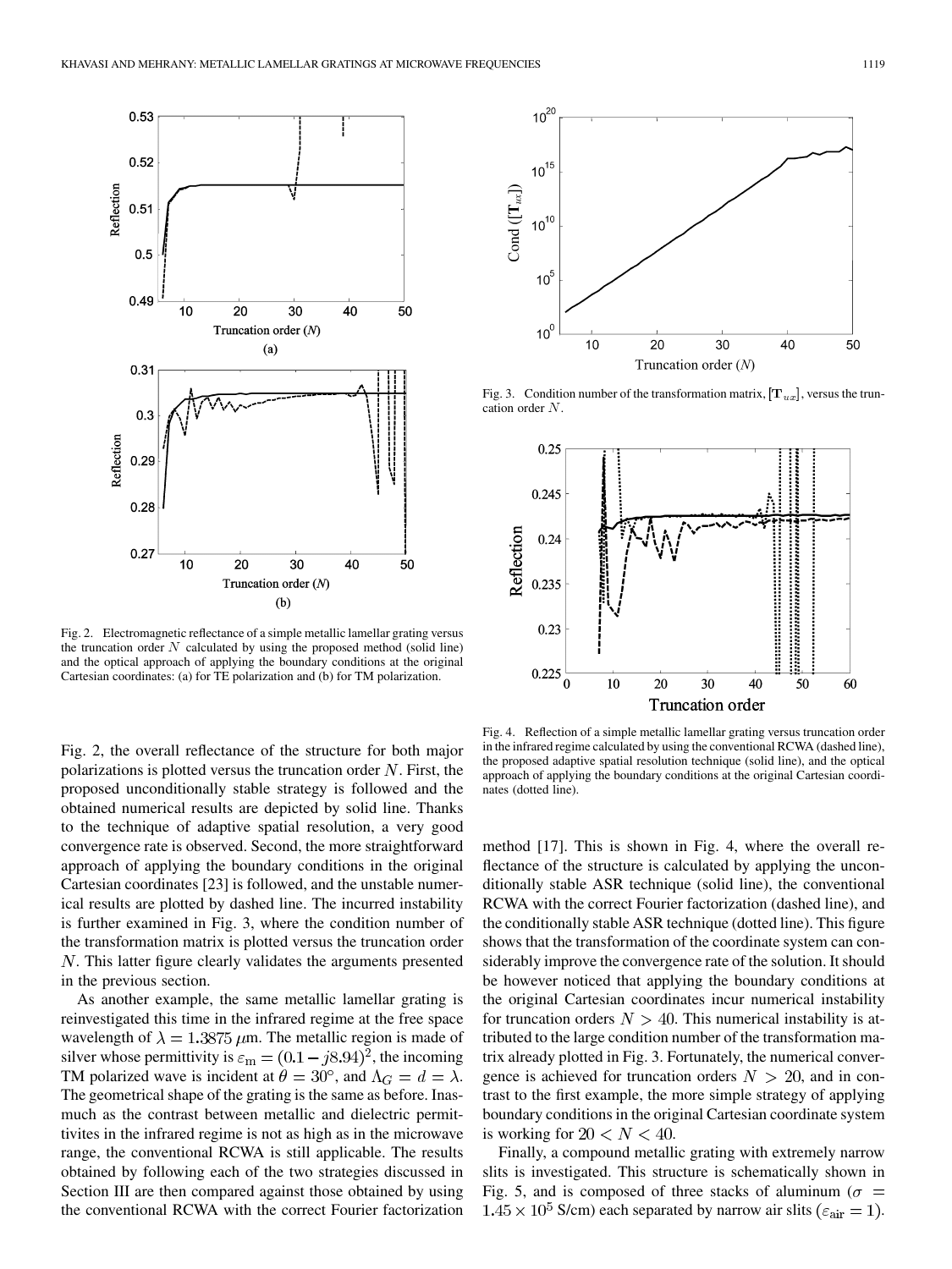Fig. 2. Electromagnetic reflectance of a simple metallic lamellar grating versus the truncation order $N$ calculated by using the proposed method (solid line) and the optical approach of applying the boundary conditions at the original Cartesian coordinates: (a) for TE polarization and (b) for TM polarization.

Fig. 3. Condition number of the transformation matrix, $[\mathbf{T}_{ux}]$, versus the truncation order $N$.

Fig. 4. Reflection of a simple metallic lamellar grating versus truncation order in the infrared regime calculated by using the conventional RCWA (dashed line), the proposed adaptive spatial resolution technique (solid line), and the optical approach of applying the boundary conditions at the original Cartesian coordinates (dotted line).

Fig. 2, the overall reflectance of the structure for both major polarizations is plotted versus the truncation order $N$. First, the proposed unconditionally stable strategy is followed and the obtained numerical results are depicted by solid line. Thanks to the technique of adaptive spatial resolution, a very good convergence rate is observed. Second, the more straightforward approach of applying the boundary conditions in the original Cartesian coordinates [23] is followed, and the unstable numerical results are plotted by dashed line. The incurred instability is further examined in Fig. 3, where the condition number of the transformation matrix is plotted versus the truncation order $N$. This latter figure clearly validates the arguments presented in the previous section.

As another example, the same metallic lamellar grating is reinvestigated this time in the infrared regime at the free space wavelength of $\lambda = 1.3875\ \mu$m. The metallic region is made of silver whose permittivity is $\varepsilon_{\mathrm{m}} = (0.1 - j8.94)^2$, the incoming TM polarized wave is incident at $\theta = 30^{\circ}$, and $\Lambda_G = d = \lambda$. The geometrical shape of the grating is the same as before. Inasmuch as the contrast between metallic and dielectric permittivites in the infrared regime is not as high as in the microwave range, the conventional RCWA is still applicable. The results obtained by following each of the two strategies discussed in Section III are then compared against those obtained by using the conventional RCWA with the correct Fourier factorization method [17]. This is shown in Fig. 4, where the overall reflectance of the structure is calculated by applying the unconditionally stable ASR technique (solid line), the conventional RCWA with the correct Fourier factorization (dashed line), and the conditionally stable ASR technique (dotted line). This figure shows that the transformation of the coordinate system can considerably improve the convergence rate of the solution. It should be however noticed that applying the boundary conditions at the original Cartesian coordinates incur numerical instability for truncation orders $N > 40$. This numerical instability is attributed to the large condition number of the transformation matrix already plotted in Fig. 3. Fortunately, the numerical convergence is achieved for truncation orders $N > 20$, and in contrast to the first example, the more simple strategy of applying boundary conditions in the original Cartesian coordinate system is working for $20 < N < 40$.

Finally, a compound metallic grating with extremely narrow slits is investigated. This structure is schematically shown in Fig. 5, and is composed of three stacks of aluminum ($\sigma = 1.45 \times 10^5$ S/cm) each separated by narrow air slits ($\varepsilon_{\mathrm{air}} = 1$).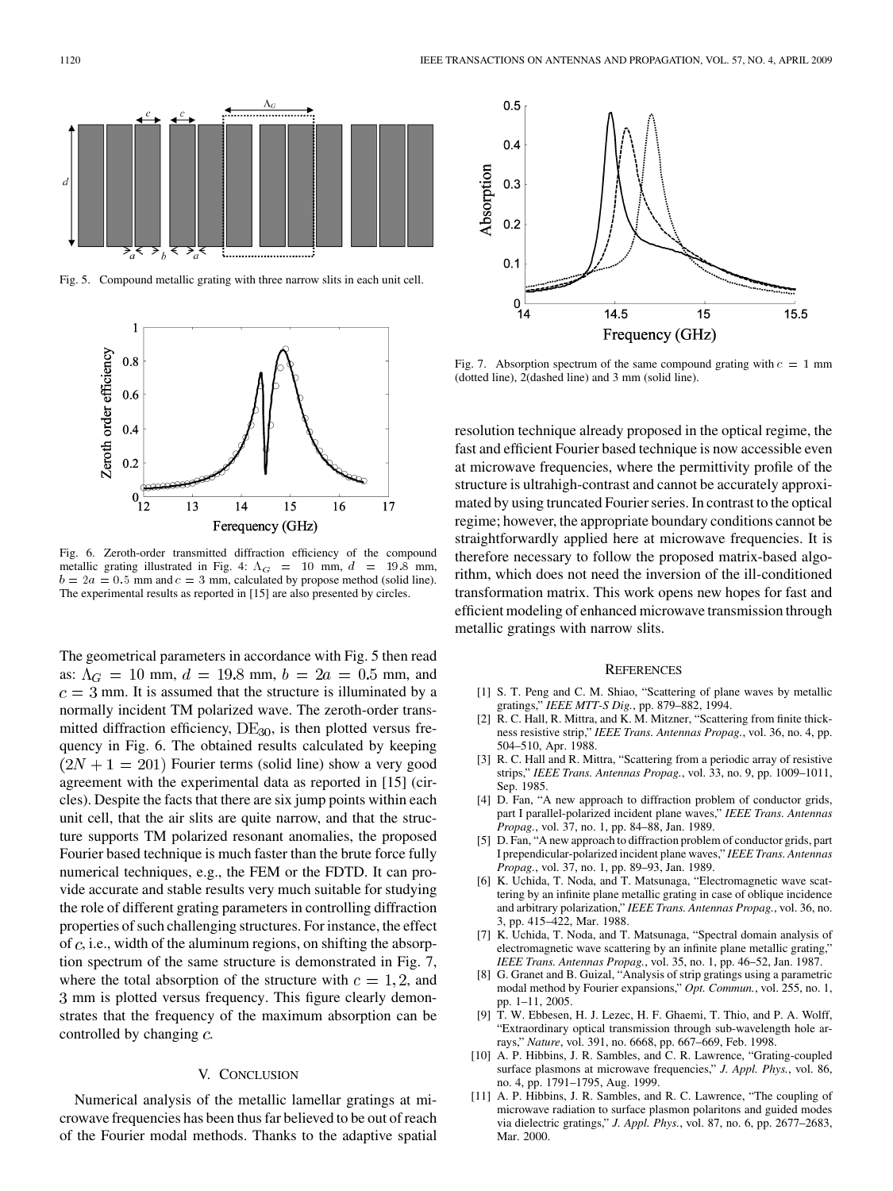Fig. 5. Compound metallic grating with three narrow slits in each unit cell.

Fig. 6. Zeroth-order transmitted diffraction efficiency of the compound metallic grating illustrated in Fig. 4: $\Lambda_G = 10$ mm, $d = 19.8$ mm, $b = 2a = 0.5$ mm and $c = 3$ mm, calculated by propose method (solid line). The experimental results as reported in [15] are also presented by circles.

The geometrical parameters in accordance with Fig. 5 then read as: $\Lambda_G = 10$ mm, $d = 19.8$ mm, $b = 2a = 0.5$ mm, and $c = 3$ mm. It is assumed that the structure is illuminated by a normally incident TM polarized wave. The zeroth-order transmitted diffraction efficiency, $\mathrm{DE}_{30}$, is then plotted versus frequency in Fig. 6. The obtained results calculated by keeping $(2N + 1 = 201)$ Fourier terms (solid line) show a very good agreement with the experimental data as reported in [15] (circles). Despite the facts that there are six jump points within each unit cell, that the air slits are quite narrow, and that the structure supports TM polarized resonant anomalies, the proposed Fourier based technique is much faster than the brute force fully numerical techniques, e.g., the FEM or the FDTD. It can provide accurate and stable results very much suitable for studying the role of different grating parameters in controlling diffraction properties of such challenging structures. For instance, the effect of $c$, i.e., width of the aluminum regions, on shifting the absorption spectrum of the same structure is demonstrated in Fig. 7, where the total absorption of the structure with $c = 1, 2$, and 3 mm is plotted versus frequency. This figure clearly demonstrates that the frequency of the maximum absorption can be controlled by changing $c$.

Fig. 7. Absorption spectrum of the same compound grating with $c = 1$ mm (dotted line), 2(dashed line) and 3 mm (solid line).

## V. Conclusion

Numerical analysis of the metallic lamellar gratings at microwave frequencies has been thus far believed to be out of reach of the Fourier modal methods. Thanks to the adaptive spatial resolution technique already proposed in the optical regime, the fast and efficient Fourier based technique is now accessible even at microwave frequencies, where the permittivity profile of the structure is ultrahigh-contrast and cannot be accurately approximated by using truncated Fourier series. In contrast to the optical regime; however, the appropriate boundary conditions cannot be straightforwardly applied here at microwave frequencies. It is therefore necessary to follow the proposed matrix-based algorithm, which does not need the inversion of the ill-conditioned transformation matrix. This work opens new hopes for fast and efficient modeling of enhanced microwave transmission through metallic gratings with narrow slits.

## References

[1] S. T. Peng and C. M. Shiao, "Scattering of plane waves by metallic gratings," *IEEE MTT-S Dig.*, pp. 879–882, 1994.

[2] R. C. Hall, R. Mittra, and K. M. Mitzner, "Scattering from finite thickness resistive strip," *IEEE Trans. Antennas Propag.*, vol. 36, no. 4, pp. 504–510, Apr. 1988.

[3] R. C. Hall and R. Mittra, "Scattering from a periodic array of resistive strips," *IEEE Trans. Antennas Propag.*, vol. 33, no. 9, pp. 1009–1011, Sep. 1985.

[4] D. Fan, "A new approach to diffraction problem of conductor grids, part I parallel-polarized incident plane waves," *IEEE Trans. Antennas Propag.*, vol. 37, no. 1, pp. 84–88, Jan. 1989.

[5] D. Fan, "A new approach to diffraction problem of conductor grids, part I prependicular-polarized incident plane waves," *IEEE Trans. Antennas Propag.*, vol. 37, no. 1, pp. 89–93, Jan. 1989.

[6] K. Uchida, T. Noda, and T. Matsunaga, "Electromagnetic wave scattering by an infinite plane metallic grating in case of oblique incidence and arbitrary polarization," *IEEE Trans. Antennas Propag.*, vol. 36, no. 3, pp. 415–422, Mar. 1988.

[7] K. Uchida, T. Noda, and T. Matsunaga, "Spectral domain analysis of electromagnetic wave scattering by an infinite plane metallic grating," *IEEE Trans. Antennas Propag.*, vol. 35, no. 1, pp. 46–52, Jan. 1987.

[8] G. Granet and B. Guizal, "Analysis of strip gratings using a parametric modal method by Fourier expansions," *Opt. Commun.*, vol. 255, no. 1, pp. 1–11, 2005.

[9] T. W. Ebbesen, H. J. Lezec, H. F. Ghaemi, T. Thio, and P. A. Wolff, "Extraordinary optical transmission through sub-wavelength hole arrays," *Nature*, vol. 391, no. 6668, pp. 667–669, Feb. 1998.

[10] A. P. Hibbins, J. R. Sambles, and C. R. Lawrence, "Grating-coupled surface plasmons at microwave frequencies," *J. Appl. Phys.*, vol. 86, no. 4, pp. 1791–1795, Aug. 1999.

[11] A. P. Hibbins, J. R. Sambles, and R. C. Lawrence, "The coupling of microwave radiation to surface plasmon polaritons and guided modes via dielectric gratings," *J. Appl. Phys.*, vol. 87, no. 6, pp. 2677–2683, Mar. 2000.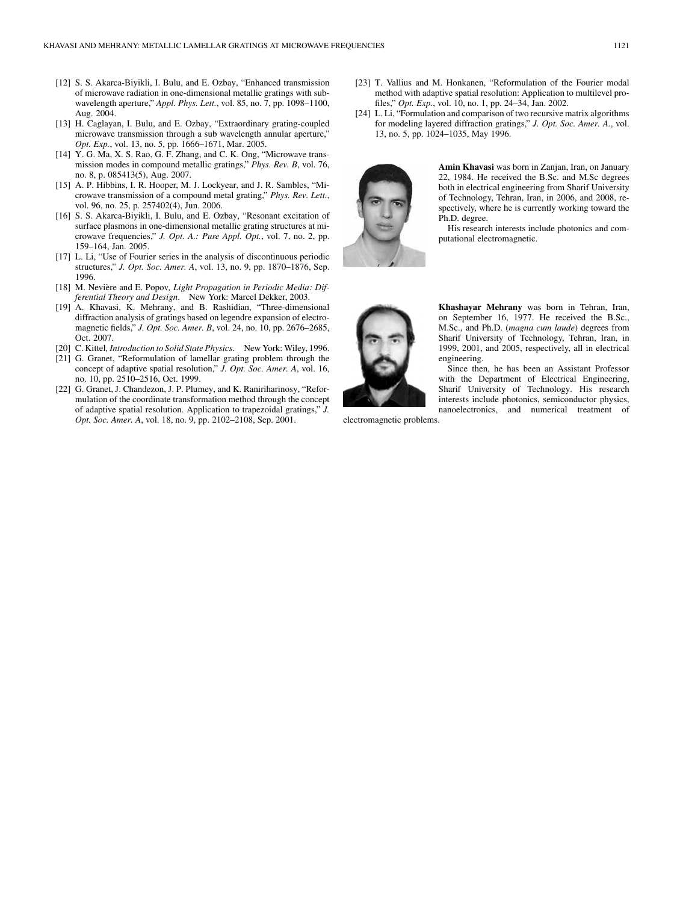[12] S. S. Akarca-Biyikli, I. Bulu, and E. Ozbay, "Enhanced transmission of microwave radiation in one-dimensional metallic gratings with subwavelength aperture," *Appl. Phys. Lett.*, vol. 85, no. 7, pp. 1098–1100, Aug. 2004.

[13] H. Caglayan, I. Bulu, and E. Ozbay, "Extraordinary grating-coupled microwave transmission through a sub wavelength annular aperture," *Opt. Exp.*, vol. 13, no. 5, pp. 1666–1671, Mar. 2005.

[14] Y. G. Ma, X. S. Rao, G. F. Zhang, and C. K. Ong, "Microwave transmission modes in compound metallic gratings," *Phys. Rev. B*, vol. 76, no. 8, p. 085413(5), Aug. 2007.

[15] A. P. Hibbins, I. R. Hooper, M. J. Lockyear, and J. R. Sambles, "Microwave transmission of a compound metal grating," *Phys. Rev. Lett.*, vol. 96, no. 25, p. 257402(4), Jun. 2006.

[16] S. S. Akarca-Biyikli, I. Bulu, and E. Ozbay, "Resonant excitation of surface plasmons in one-dimensional metallic grating structures at microwave frequencies," *J. Opt. A.: Pure Appl. Opt.*, vol. 7, no. 2, pp. 159–164, Jan. 2005.

[17] L. Li, "Use of Fourier series in the analysis of discontinuous periodic structures," *J. Opt. Soc. Amer. A*, vol. 13, no. 9, pp. 1870–1876, Sep. 1996.

[18] M. Nevière and E. Popov, *Light Propagation in Periodic Media: Differential Theory and Design*. New York: Marcel Dekker, 2003.

[19] A. Khavasi, K. Mehrany, and B. Rashidian, "Three-dimensional diffraction analysis of gratings based on legendre expansion of electromagnetic fields," *J. Opt. Soc. Amer. B*, vol. 24, no. 10, pp. 2676–2685, Oct. 2007.

[20] C. Kittel, *Introduction to Solid State Physics*. New York: Wiley, 1996.

[21] G. Granet, "Reformulation of lamellar grating problem through the concept of adaptive spatial resolution," *J. Opt. Soc. Amer. A*, vol. 16, no. 10, pp. 2510–2516, Oct. 1999.

[22] G. Granet, J. Chandezon, J. P. Plumey, and K. Raniriharinosy, "Reformulation of the coordinate transformation method through the concept of adaptive spatial resolution. Application to trapezoidal gratings," *J. Opt. Soc. Amer. A*, vol. 18, no. 9, pp. 2102–2108, Sep. 2001.

[23] T. Vallius and M. Honkanen, "Reformulation of the Fourier modal method with adaptive spatial resolution: Application to multilevel profiles," *Opt. Exp.*, vol. 10, no. 1, pp. 24–34, Jan. 2002.

[24] L. Li, "Formulation and comparison of two recursive matrix algorithms for modeling layered diffraction gratings," *J. Opt. Soc. Amer. A.*, vol. 13, no. 5, pp. 1024–1035, May 1996.

**Amin Khavasi** was born in Zanjan, Iran, on January 22, 1984. He received the B.Sc. and M.Sc degrees both in electrical engineering from Sharif University of Technology, Tehran, Iran, in 2006, and 2008, respectively, where he is currently working toward the Ph.D. degree.

His research interests include photonics and computational electromagnetic.

**Khashayar Mehrany** was born in Tehran, Iran, on September 16, 1977. He received the B.Sc., M.Sc., and Ph.D. (*magna cum laude*) degrees from Sharif University of Technology, Tehran, Iran, in 1999, 2001, and 2005, respectively, all in electrical engineering.

Since then, he has been an Assistant Professor with the Department of Electrical Engineering, Sharif University of Technology. His research interests include photonics, semiconductor physics, nanoelectronics, and numerical treatment of electromagnetic problems.